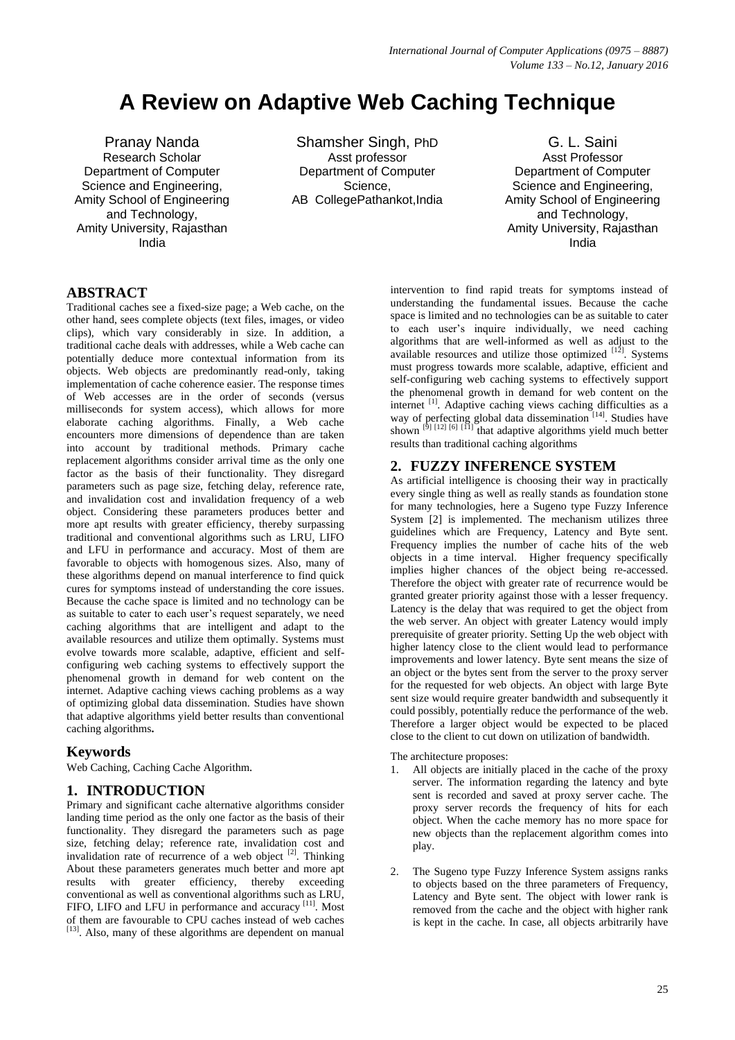# A Review on Adaptive Web Caching Technique

Pranay Nanda
Research Scholar
Department of Computer Science and Engineering,
Amity School of Engineering and Technology,
Amity University, Rajasthan
India

Shamsher Singh, PhD
Asst professor
Department of Computer Science,
AB CollegePathankot,India

G. L. Saini
Asst Professor
Department of Computer Science and Engineering,
Amity School of Engineering and Technology,
Amity University, Rajasthan
India

## ABSTRACT

Traditional caches see a fixed-size page; a Web cache, on the other hand, sees complete objects (text files, images, or video clips), which vary considerably in size. In addition, a traditional cache deals with addresses, while a Web cache can potentially deduce more contextual information from its objects. Web objects are predominantly read-only, taking implementation of cache coherence easier. The response times of Web accesses are in the order of seconds (versus milliseconds for system access), which allows for more elaborate caching algorithms. Finally, a Web cache encounters more dimensions of dependence than are taken into account by traditional methods. Primary cache replacement algorithms consider arrival time as the only one factor as the basis of their functionality. They disregard parameters such as page size, fetching delay, reference rate, and invalidation cost and invalidation frequency of a web object. Considering these parameters produces better and more apt results with greater efficiency, thereby surpassing traditional and conventional algorithms such as LRU, LIFO and LFU in performance and accuracy. Most of them are favorable to objects with homogenous sizes. Also, many of these algorithms depend on manual interference to find quick cures for symptoms instead of understanding the core issues. Because the cache space is limited and no technology can be as suitable to cater to each user's request separately, we need caching algorithms that are intelligent and adapt to the available resources and utilize them optimally. Systems must evolve towards more scalable, adaptive, efficient and self-configuring web caching systems to effectively support the phenomenal growth in demand for web content on the internet. Adaptive caching views caching problems as a way of optimizing global data dissemination. Studies have shown that adaptive algorithms yield better results than conventional caching algorithms**.**

## Keywords

Web Caching, Caching Cache Algorithm.

## 1. INTRODUCTION

Primary and significant cache alternative algorithms consider landing time period as the only one factor as the basis of their functionality. They disregard the parameters such as page size, fetching delay; reference rate, invalidation cost and invalidation rate of recurrence of a web object [2]. Thinking About these parameters generates much better and more apt results with greater efficiency, thereby exceeding conventional as well as conventional algorithms such as LRU, FIFO, LIFO and LFU in performance and accuracy [11]. Most of them are favourable to CPU caches instead of web caches [13]. Also, many of these algorithms are dependent on manual intervention to find rapid treats for symptoms instead of understanding the fundamental issues. Because the cache space is limited and no technologies can be as suitable to cater to each user's inquire individually, we need caching algorithms that are well-informed as well as adjust to the available resources and utilize those optimized [12]. Systems must progress towards more scalable, adaptive, efficient and self-configuring web caching systems to effectively support the phenomenal growth in demand for web content on the internet [1]. Adaptive caching views caching difficulties as a way of perfecting global data dissemination [14]. Studies have shown [5] [12] [6] [11] that adaptive algorithms yield much better results than traditional caching algorithms

## 2. FUZZY INFERENCE SYSTEM

As artificial intelligence is choosing their way in practically every single thing as well as really stands as foundation stone for many technologies, here a Sugeno type Fuzzy Inference System [2] is implemented. The mechanism utilizes three guidelines which are Frequency, Latency and Byte sent. Frequency implies the number of cache hits of the web objects in a time interval. Higher frequency specifically implies higher chances of the object being re-accessed. Therefore the object with greater rate of recurrence would be granted greater priority against those with a lesser frequency. Latency is the delay that was required to get the object from the web server. An object with greater Latency would imply prerequisite of greater priority. Setting Up the web object with higher latency close to the client would lead to performance improvements and lower latency. Byte sent means the size of an object or the bytes sent from the server to the proxy server for the requested for web objects. An object with large Byte sent size would require greater bandwidth and subsequently it could possibly, potentially reduce the performance of the web. Therefore a larger object would be expected to be placed close to the client to cut down on utilization of bandwidth.

The architecture proposes:

1. All objects are initially placed in the cache of the proxy server. The information regarding the latency and byte sent is recorded and saved at proxy server cache. The proxy server records the frequency of hits for each object. When the cache memory has no more space for new objects than the replacement algorithm comes into play.

2. The Sugeno type Fuzzy Inference System assigns ranks to objects based on the three parameters of Frequency, Latency and Byte sent. The object with lower rank is removed from the cache and the object with higher rank is kept in the cache. In case, all objects arbitrarily have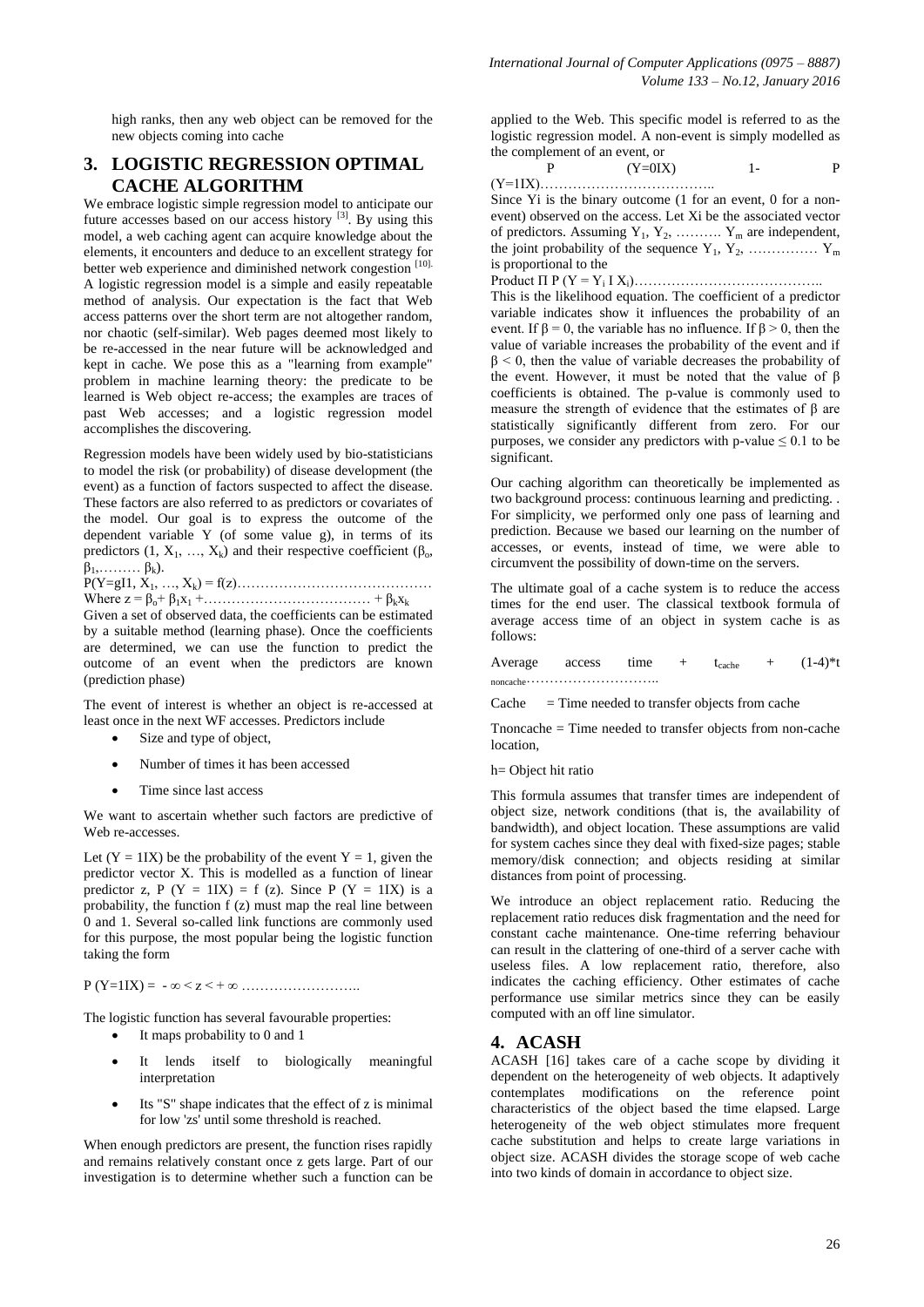high ranks, then any web object can be removed for the new objects coming into cache

## 3. LOGISTIC REGRESSION OPTIMAL CACHE ALGORITHM

We embrace logistic simple regression model to anticipate our future accesses based on our access history [3]. By using this model, a web caching agent can acquire knowledge about the elements, it encounters and deduce to an excellent strategy for better web experience and diminished network congestion [10]. A logistic regression model is a simple and easily repeatable method of analysis. Our expectation is the fact that Web access patterns over the short term are not altogether random, nor chaotic (self-similar). Web pages deemed most likely to be re-accessed in the near future will be acknowledged and kept in cache. We pose this as a "learning from example" problem in machine learning theory: the predicate to be learned is Web object re-access; the examples are traces of past Web accesses; and a logistic regression model accomplishes the discovering.

Regression models have been widely used by bio-statisticians to model the risk (or probability) of disease development (the event) as a function of factors suspected to affect the disease. These factors are also referred to as predictors or covariates of the model. Our goal is to express the outcome of the dependent variable Y (of some value g), in terms of its predictors ($1, X_1, \ldots, X_k$) and their respective coefficient ($\beta_o, \beta_1, \ldots\ldots\ldots \beta_k$).

$P(Y=gI1, X_1, \ldots, X_k) = f(z)$……………………………………

Where $z = \beta_o + \beta_1 x_1 + \ldots\ldots\ldots\ldots\ldots\ldots\ldots\ldots\ldots\ldots + \beta_k x_k$

Given a set of observed data, the coefficients can be estimated by a suitable method (learning phase). Once the coefficients are determined, we can use the function to predict the outcome of an event when the predictors are known (prediction phase)

The event of interest is whether an object is re-accessed at least once in the next WF accesses. Predictors include

- Size and type of object,
- Number of times it has been accessed
- Time since last access

We want to ascertain whether such factors are predictive of Web re-accesses.

Let (Y = 1IX) be the probability of the event Y = 1, given the predictor vector X. This is modelled as a function of linear predictor z, P (Y = 1IX) = f (z). Since P (Y = 1IX) is a probability, the function f (z) must map the real line between 0 and 1. Several so-called link functions are commonly used for this purpose, the most popular being the logistic function taking the form

$P(Y=1IX) = \;\; -\infty < z < +\infty$ ……………………..

The logistic function has several favourable properties:

- It maps probability to 0 and 1
- It lends itself to biologically meaningful interpretation
- Its "S" shape indicates that the effect of z is minimal for low 'zs' until some threshold is reached.

When enough predictors are present, the function rises rapidly and remains relatively constant once z gets large. Part of our investigation is to determine whether such a function can be applied to the Web. This specific model is referred to as the logistic regression model. A non-event is simply modelled as the complement of an event, or

P (Y=0IX) 1- P (Y=1IX)………………………………..

Since Yi is the binary outcome (1 for an event, 0 for a non-event) observed on the access. Let Xi be the associated vector of predictors. Assuming $Y_1, Y_2, \ldots\ldots\ldots Y_m$ are independent, the joint probability of the sequence $Y_1, Y_2, \ldots\ldots\ldots\ldots\ldots Y_m$ is proportional to the

Product $\Pi\, P(Y = Y_i \, I \, X_i)$…………………………………..

This is the likelihood equation. The coefficient of a predictor variable indicates show it influences the probability of an event. If $\beta = 0$, the variable has no influence. If $\beta > 0$, then the value of variable increases the probability of the event and if $\beta < 0$, then the value of variable decreases the probability of the event. However, it must be noted that the value of β coefficients is obtained. The p-value is commonly used to measure the strength of evidence that the estimates of β are statistically significantly different from zero. For our purposes, we consider any predictors with p-value $\leq 0.1$ to be significant.

Our caching algorithm can theoretically be implemented as two background process: continuous learning and predicting. . For simplicity, we performed only one pass of learning and prediction. Because we based our learning on the number of accesses, or events, instead of time, we were able to circumvent the possibility of down-time on the servers.

The ultimate goal of a cache system is to reduce the access times for the end user. The classical textbook formula of average access time of an object in system cache is as follows:

Average access time + $t_{cache}$ + $(1\text{-}4)^*t_{noncache}$………………………..

Cache = Time needed to transfer objects from cache

Tnoncache = Time needed to transfer objects from non-cache location,

h= Object hit ratio

This formula assumes that transfer times are independent of object size, network conditions (that is, the availability of bandwidth), and object location. These assumptions are valid for system caches since they deal with fixed-size pages; stable memory/disk connection; and objects residing at similar distances from point of processing.

We introduce an object replacement ratio. Reducing the replacement ratio reduces disk fragmentation and the need for constant cache maintenance. One-time referring behaviour can result in the clattering of one-third of a server cache with useless files. A low replacement ratio, therefore, also indicates the caching efficiency. Other estimates of cache performance use similar metrics since they can be easily computed with an off line simulator.

## 4. ACASH

ACASH [16] takes care of a cache scope by dividing it dependent on the heterogeneity of web objects. It adaptively contemplates modifications on the reference point characteristics of the object based the time elapsed. Large heterogeneity of the web object stimulates more frequent cache substitution and helps to create large variations in object size. ACASH divides the storage scope of web cache into two kinds of domain in accordance to object size.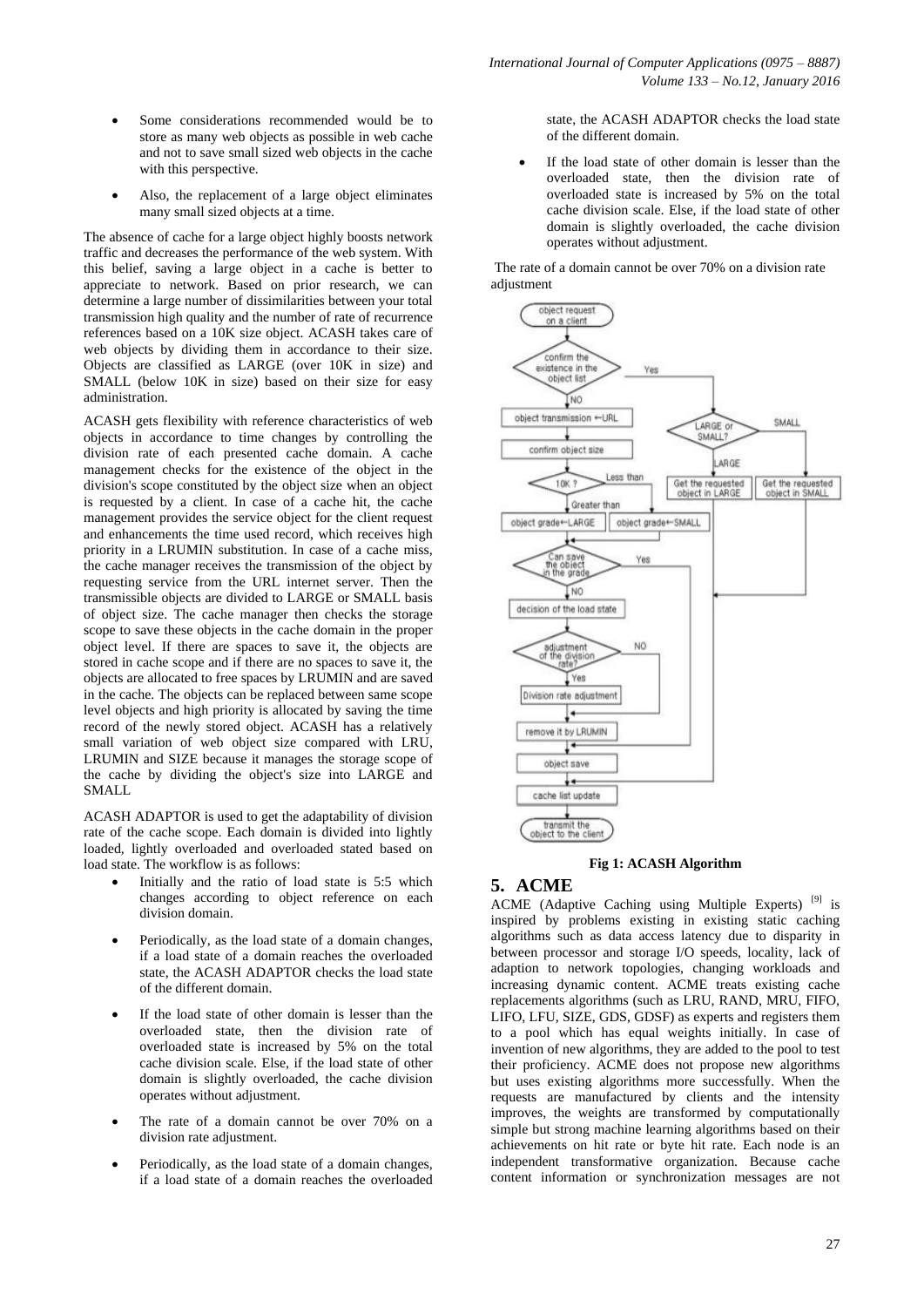- Some considerations recommended would be to store as many web objects as possible in web cache and not to save small sized web objects in the cache with this perspective.
- Also, the replacement of a large object eliminates many small sized objects at a time.

The absence of cache for a large object highly boosts network traffic and decreases the performance of the web system. With this belief, saving a large object in a cache is better to appreciate to network. Based on prior research, we can determine a large number of dissimilarities between your total transmission high quality and the number of rate of recurrence references based on a 10K size object. ACASH takes care of web objects by dividing them in accordance to their size. Objects are classified as LARGE (over 10K in size) and SMALL (below 10K in size) based on their size for easy administration.

ACASH gets flexibility with reference characteristics of web objects in accordance to time changes by controlling the division rate of each presented cache domain. A cache management checks for the existence of the object in the division's scope constituted by the object size when an object is requested by a client. In case of a cache hit, the cache management provides the service object for the client request and enhancements the time used record, which receives high priority in a LRUMIN substitution. In case of a cache miss, the cache manager receives the transmission of the object by requesting service from the URL internet server. Then the transmissible objects are divided to LARGE or SMALL basis of object size. The cache manager then checks the storage scope to save these objects in the cache domain in the proper object level. If there are spaces to save it, the objects are stored in cache scope and if there are no spaces to save it, the objects are allocated to free spaces by LRUMIN and are saved in the cache. The objects can be replaced between same scope level objects and high priority is allocated by saving the time record of the newly stored object. ACASH has a relatively small variation of web object size compared with LRU, LRUMIN and SIZE because it manages the storage scope of the cache by dividing the object's size into LARGE and SMALL

ACASH ADAPTOR is used to get the adaptability of division rate of the cache scope. Each domain is divided into lightly loaded, lightly overloaded and overloaded stated based on load state. The workflow is as follows:

- Initially and the ratio of load state is 5:5 which changes according to object reference on each division domain.
- Periodically, as the load state of a domain changes, if a load state of a domain reaches the overloaded state, the ACASH ADAPTOR checks the load state of the different domain.
- If the load state of other domain is lesser than the overloaded state, then the division rate of overloaded state is increased by 5% on the total cache division scale. Else, if the load state of other domain is slightly overloaded, the cache division operates without adjustment.
- The rate of a domain cannot be over 70% on a division rate adjustment.
- Periodically, as the load state of a domain changes, if a load state of a domain reaches the overloaded state, the ACASH ADAPTOR checks the load state of the different domain.
- If the load state of other domain is lesser than the overloaded state, then the division rate of overloaded state is increased by 5% on the total cache division scale. Else, if the load state of other domain is slightly overloaded, the cache division operates without adjustment.

The rate of a domain cannot be over 70% on a division rate adjustment

**Fig 1: ACASH Algorithm**

## 5. ACME

ACME (Adaptive Caching using Multiple Experts) [9] is inspired by problems existing in existing static caching algorithms such as data access latency due to disparity in between processor and storage I/O speeds, locality, lack of adaption to network topologies, changing workloads and increasing dynamic content. ACME treats existing cache replacements algorithms (such as LRU, RAND, MRU, FIFO, LIFO, LFU, SIZE, GDS, GDSF) as experts and registers them to a pool which has equal weights initially. In case of invention of new algorithms, they are added to the pool to test their proficiency. ACME does not propose new algorithms but uses existing algorithms more successfully. When the requests are manufactured by clients and the intensity improves, the weights are transformed by computationally simple but strong machine learning algorithms based on their achievements on hit rate or byte hit rate. Each node is an independent transformative organization. Because cache content information or synchronization messages are not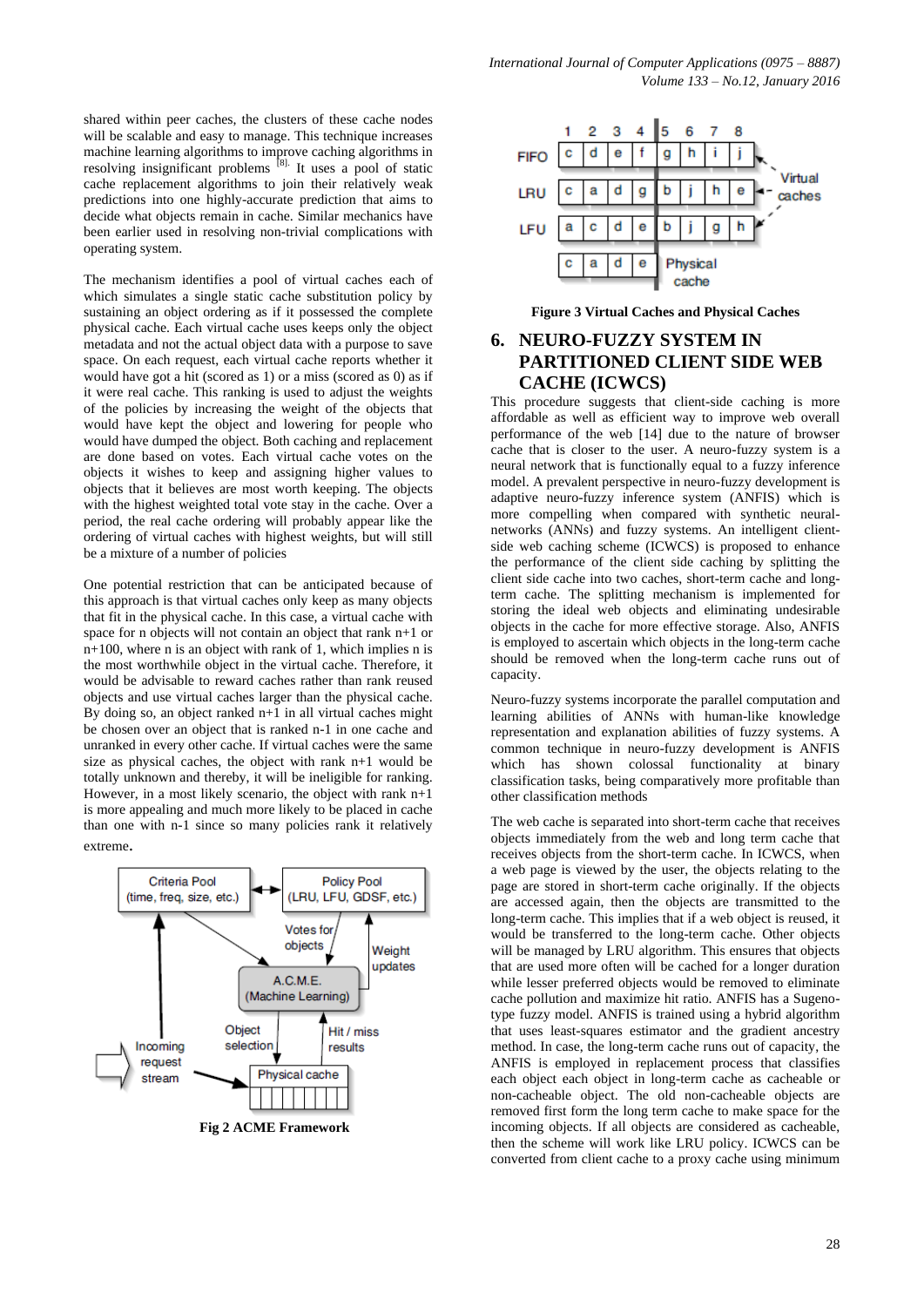shared within peer caches, the clusters of these cache nodes will be scalable and easy to manage. This technique increases machine learning algorithms to improve caching algorithms in resolving insignificant problems [8]. It uses a pool of static cache replacement algorithms to join their relatively weak predictions into one highly-accurate prediction that aims to decide what objects remain in cache. Similar mechanics have been earlier used in resolving non-trivial complications with operating system.

The mechanism identifies a pool of virtual caches each of which simulates a single static cache substitution policy by sustaining an object ordering as if it possessed the complete physical cache. Each virtual cache uses keeps only the object metadata and not the actual object data with a purpose to save space. On each request, each virtual cache reports whether it would have got a hit (scored as 1) or a miss (scored as 0) as if it were real cache. This ranking is used to adjust the weights of the policies by increasing the weight of the objects that would have kept the object and lowering for people who would have dumped the object. Both caching and replacement are done based on votes. Each virtual cache votes on the objects it wishes to keep and assigning higher values to objects that it believes are most worth keeping. The objects with the highest weighted total vote stay in the cache. Over a period, the real cache ordering will probably appear like the ordering of virtual caches with highest weights, but will still be a mixture of a number of policies

One potential restriction that can be anticipated because of this approach is that virtual caches only keep as many objects that fit in the physical cache. In this case, a virtual cache with space for n objects will not contain an object that rank n+1 or n+100, where n is an object with rank of 1, which implies n is the most worthwhile object in the virtual cache. Therefore, it would be advisable to reward caches rather than rank reused objects and use virtual caches larger than the physical cache. By doing so, an object ranked n+1 in all virtual caches might be chosen over an object that is ranked n-1 in one cache and unranked in every other cache. If virtual caches were the same size as physical caches, the object with rank n+1 would be totally unknown and thereby, it will be ineligible for ranking. However, in a most likely scenario, the object with rank n+1 is more appealing and much more likely to be placed in cache than one with n-1 since so many policies rank it relatively extreme.

**Fig 2 ACME Framework**

**Figure 3 Virtual Caches and Physical Caches**

## 6. NEURO-FUZZY SYSTEM IN PARTITIONED CLIENT SIDE WEB CACHE (ICWCS)

This procedure suggests that client-side caching is more affordable as well as efficient way to improve web overall performance of the web [14] due to the nature of browser cache that is closer to the user. A neuro-fuzzy system is a neural network that is functionally equal to a fuzzy inference model. A prevalent perspective in neuro-fuzzy development is adaptive neuro-fuzzy inference system (ANFIS) which is more compelling when compared with synthetic neural-networks (ANNs) and fuzzy systems. An intelligent client-side web caching scheme (ICWCS) is proposed to enhance the performance of the client side caching by splitting the client side cache into two caches, short-term cache and long-term cache. The splitting mechanism is implemented for storing the ideal web objects and eliminating undesirable objects in the cache for more effective storage. Also, ANFIS is employed to ascertain which objects in the long-term cache should be removed when the long-term cache runs out of capacity.

Neuro-fuzzy systems incorporate the parallel computation and learning abilities of ANNs with human-like knowledge representation and explanation abilities of fuzzy systems. A common technique in neuro-fuzzy development is ANFIS which has shown colossal functionality at binary classification tasks, being comparatively more profitable than other classification methods

The web cache is separated into short-term cache that receives objects immediately from the web and long term cache that receives objects from the short-term cache. In ICWCS, when a web page is viewed by the user, the objects relating to the page are stored in short-term cache originally. If the objects are accessed again, then the objects are transmitted to the long-term cache. This implies that if a web object is reused, it would be transferred to the long-term cache. Other objects will be managed by LRU algorithm. This ensures that objects that are used more often will be cached for a longer duration while lesser preferred objects would be removed to eliminate cache pollution and maximize hit ratio. ANFIS has a Sugeno-type fuzzy model. ANFIS is trained using a hybrid algorithm that uses least-squares estimator and the gradient ancestry method. In case, the long-term cache runs out of capacity, the ANFIS is employed in replacement process that classifies each object each object in long-term cache as cacheable or non-cacheable object. The old non-cacheable objects are removed first form the long term cache to make space for the incoming objects. If all objects are considered as cacheable, then the scheme will work like LRU policy. ICWCS can be converted from client cache to a proxy cache using minimum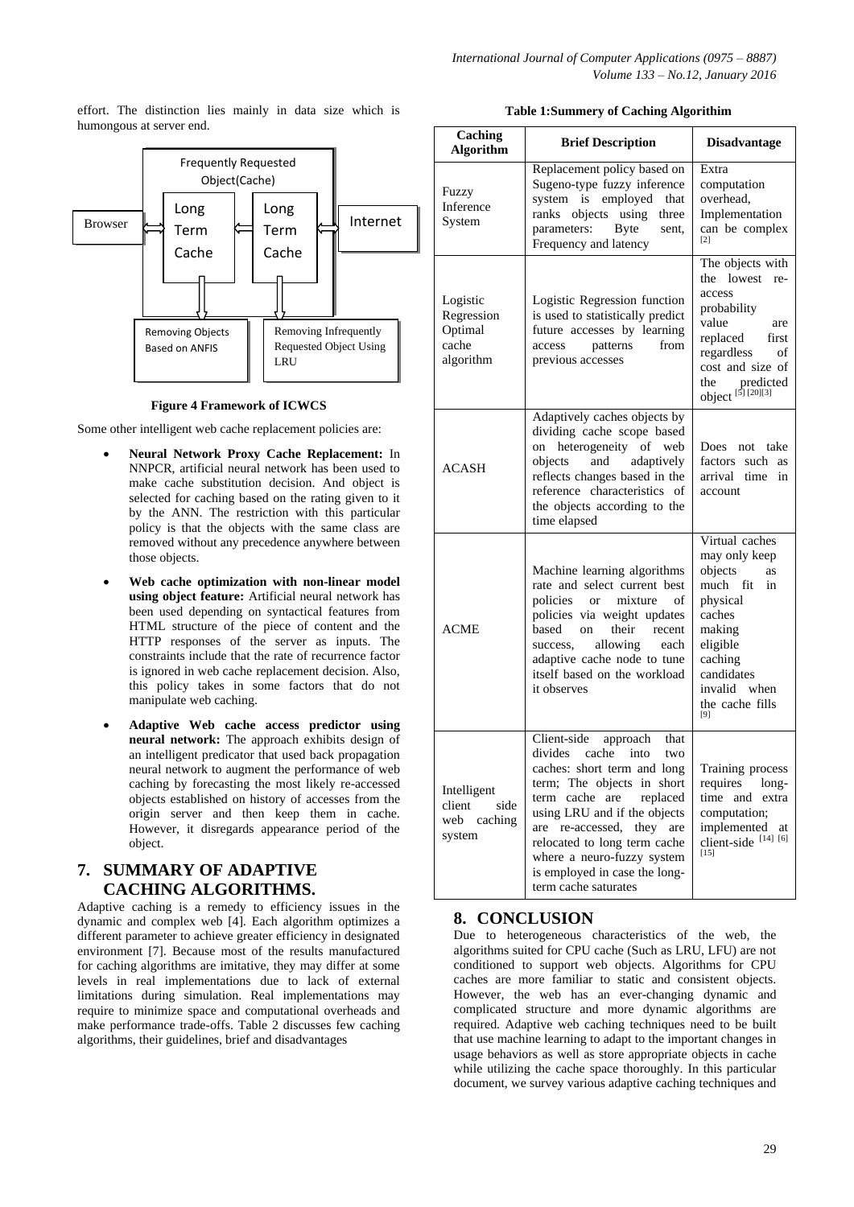effort. The distinction lies mainly in data size which is humongous at server end.

**Figure 4 Framework of ICWCS**

Some other intelligent web cache replacement policies are:

- **Neural Network Proxy Cache Replacement:** In NNPCR, artificial neural network has been used to make cache substitution decision. And object is selected for caching based on the rating given to it by the ANN. The restriction with this particular policy is that the objects with the same class are removed without any precedence anywhere between those objects.
- **Web cache optimization with non-linear model using object feature:** Artificial neural network has been used depending on syntactical features from HTML structure of the piece of content and the HTTP responses of the server as inputs. The constraints include that the rate of recurrence factor is ignored in web cache replacement decision. Also, this policy takes in some factors that do not manipulate web caching.
- **Adaptive Web cache access predictor using neural network:** The approach exhibits design of an intelligent predicator that used back propagation neural network to augment the performance of web caching by forecasting the most likely re-accessed objects established on history of accesses from the origin server and then keep them in cache. However, it disregards appearance period of the object.

## 7. SUMMARY OF ADAPTIVE CACHING ALGORITHMS.

Adaptive caching is a remedy to efficiency issues in the dynamic and complex web [4]. Each algorithm optimizes a different parameter to achieve greater efficiency in designated environment [7]. Because most of the results manufactured for caching algorithms are imitative, they may differ at some levels in real implementations due to lack of external limitations during simulation. Real implementations may require to minimize space and computational overheads and make performance trade-offs. Table 2 discusses few caching algorithms, their guidelines, brief and disadvantages

**Table 1:Summery of Caching Algorithim**

| Caching Algorithm | Brief Description | Disadvantage |
|---|---|---|
| Fuzzy Inference System | Replacement policy based on Sugeno-type fuzzy inference system is employed that ranks objects using three parameters: Byte sent, Frequency and latency | Extra computation overhead, Implementation can be complex [2] |
| Logistic Regression Optimal cache algorithm | Logistic Regression function is used to statistically predict future accesses by learning access patterns from previous accesses | The objects with the lowest re-access probability value are replaced first regardless of cost and size of the predicted object [5] [20][3] |
| ACASH | Adaptively caches objects by dividing cache scope based on heterogeneity of web objects and adaptively reflects changes based in the reference characteristics of the objects according to the time elapsed | Does not take factors such as arrival time in account |
| ACME | Machine learning algorithms rate and select current best policies or mixture of policies via weight updates based on their recent success, allowing each adaptive cache node to tune itself based on the workload it observes | Virtual caches may only keep objects as much fit in physical caches making eligible caching candidates invalid when the cache fills [9] |
| Intelligent client side web caching system | Client-side approach that divides cache into two caches: short term and long term; The objects in short term cache are replaced using LRU and if the objects are re-accessed, they are relocated to long term cache where a neuro-fuzzy system is employed in case the long-term cache saturates | Training process requires long-time and extra computation; implemented at client-side [14] [6] [15] |

## 8. CONCLUSION

Due to heterogeneous characteristics of the web, the algorithms suited for CPU cache (Such as LRU, LFU) are not conditioned to support web objects. Algorithms for CPU caches are more familiar to static and consistent objects. However, the web has an ever-changing dynamic and complicated structure and more dynamic algorithms are required. Adaptive web caching techniques need to be built that use machine learning to adapt to the important changes in usage behaviors as well as store appropriate objects in cache while utilizing the cache space thoroughly. In this particular document, we survey various adaptive caching techniques and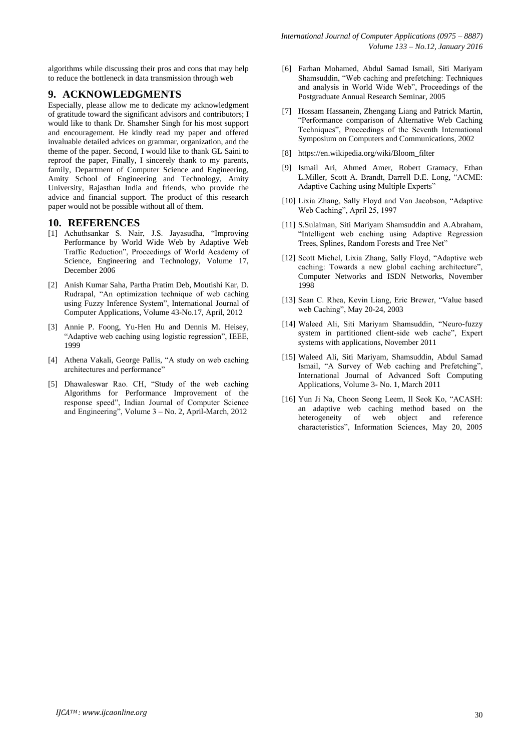algorithms while discussing their pros and cons that may help to reduce the bottleneck in data transmission through web

## 9. ACKNOWLEDGMENTS

Especially, please allow me to dedicate my acknowledgment of gratitude toward the significant advisors and contributors; I would like to thank Dr. Shamsher Singh for his most support and encouragement. He kindly read my paper and offered invaluable detailed advices on grammar, organization, and the theme of the paper. Second, I would like to thank GL Saini to reproof the paper, Finally, I sincerely thank to my parents, family, Department of Computer Science and Engineering, Amity School of Engineering and Technology, Amity University, Rajasthan India and friends, who provide the advice and financial support. The product of this research paper would not be possible without all of them.

## 10. REFERENCES

[1] Achuthsankar S. Nair, J.S. Jayasudha, "Improving Performance by World Wide Web by Adaptive Web Traffic Reduction", Proceedings of World Academy of Science, Engineering and Technology, Volume 17, December 2006

[2] Anish Kumar Saha, Partha Pratim Deb, Moutishi Kar, D. Rudrapal, "An optimization technique of web caching using Fuzzy Inference System", International Journal of Computer Applications, Volume 43-No.17, April, 2012

[3] Annie P. Foong, Yu-Hen Hu and Dennis M. Heisey, "Adaptive web caching using logistic regression", IEEE, 1999

[4] Athena Vakali, George Pallis, "A study on web caching architectures and performance"

[5] Dhawaleswar Rao. CH, "Study of the web caching Algorithms for Performance Improvement of the response speed", Indian Journal of Computer Science and Engineering", Volume 3 – No. 2, April-March, 2012

[6] Farhan Mohamed, Abdul Samad Ismail, Siti Mariyam Shamsuddin, "Web caching and prefetching: Techniques and analysis in World Wide Web", Proceedings of the Postgraduate Annual Research Seminar, 2005

[7] Hossam Hassanein, Zhengang Liang and Patrick Martin, "Performance comparison of Alternative Web Caching Techniques", Proceedings of the Seventh International Symposium on Computers and Communications, 2002

[8] https://en.wikipedia.org/wiki/Bloom_filter

[9] Ismail Ari, Ahmed Amer, Robert Gramacy, Ethan L.Miller, Scott A. Brandt, Darrell D.E. Long, "ACME: Adaptive Caching using Multiple Experts"

[10] Lixia Zhang, Sally Floyd and Van Jacobson, "Adaptive Web Caching", April 25, 1997

[11] S.Sulaiman, Siti Mariyam Shamsuddin and A.Abraham, "Intelligent web caching using Adaptive Regression Trees, Splines, Random Forests and Tree Net"

[12] Scott Michel, Lixia Zhang, Sally Floyd, "Adaptive web caching: Towards a new global caching architecture", Computer Networks and ISDN Networks, November 1998

[13] Sean C. Rhea, Kevin Liang, Eric Brewer, "Value based web Caching", May 20-24, 2003

[14] Waleed Ali, Siti Mariyam Shamsuddin, "Neuro-fuzzy system in partitioned client-side web cache", Expert systems with applications, November 2011

[15] Waleed Ali, Siti Mariyam, Shamsuddin, Abdul Samad Ismail, "A Survey of Web caching and Prefetching", International Journal of Advanced Soft Computing Applications, Volume 3- No. 1, March 2011

[16] Yun Ji Na, Choon Seong Leem, Il Seok Ko, "ACASH: an adaptive web caching method based on the heterogeneity of web object and reference characteristics", Information Sciences, May 20, 2005